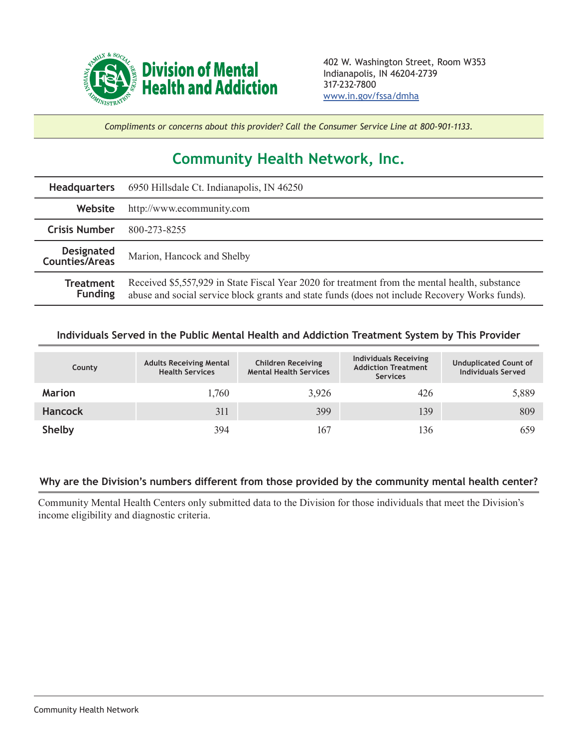**Division of Mental Health and Addiction**

402 W. Washington Street, Room W353
Indianapolis, IN 46204-2739
317-232-7800
www.in.gov/fssa/dmha

*Compliments or concerns about this provider? Call the Consumer Service Line at 800-901-1133.*

# Community Health Network, Inc.

| | |
|---|---|
| **Headquarters** | 6950 Hillsdale Ct. Indianapolis, IN 46250 |
| **Website** | http://www.ecommunity.com |
| **Crisis Number** | 800-273-8255 |
| **Designated Counties/Areas** | Marion, Hancock and Shelby |
| **Treatment Funding** | Received $5,557,929 in State Fiscal Year 2020 for treatment from the mental health, substance abuse and social service block grants and state funds (does not include Recovery Works funds). |

## Individuals Served in the Public Mental Health and Addiction Treatment System by This Provider

| County | Adults Receiving Mental Health Services | Children Receiving Mental Health Services | Individuals Receiving Addiction Treatment Services | Unduplicated Count of Individuals Served |
|---|---|---|---|---|
| **Marion** | 1,760 | 3,926 | 426 | 5,889 |
| **Hancock** | 311 | 399 | 139 | 809 |
| **Shelby** | 394 | 167 | 136 | 659 |

## Why are the Division's numbers different from those provided by the community mental health center?

Community Mental Health Centers only submitted data to the Division for those individuals that meet the Division's income eligibility and diagnostic criteria.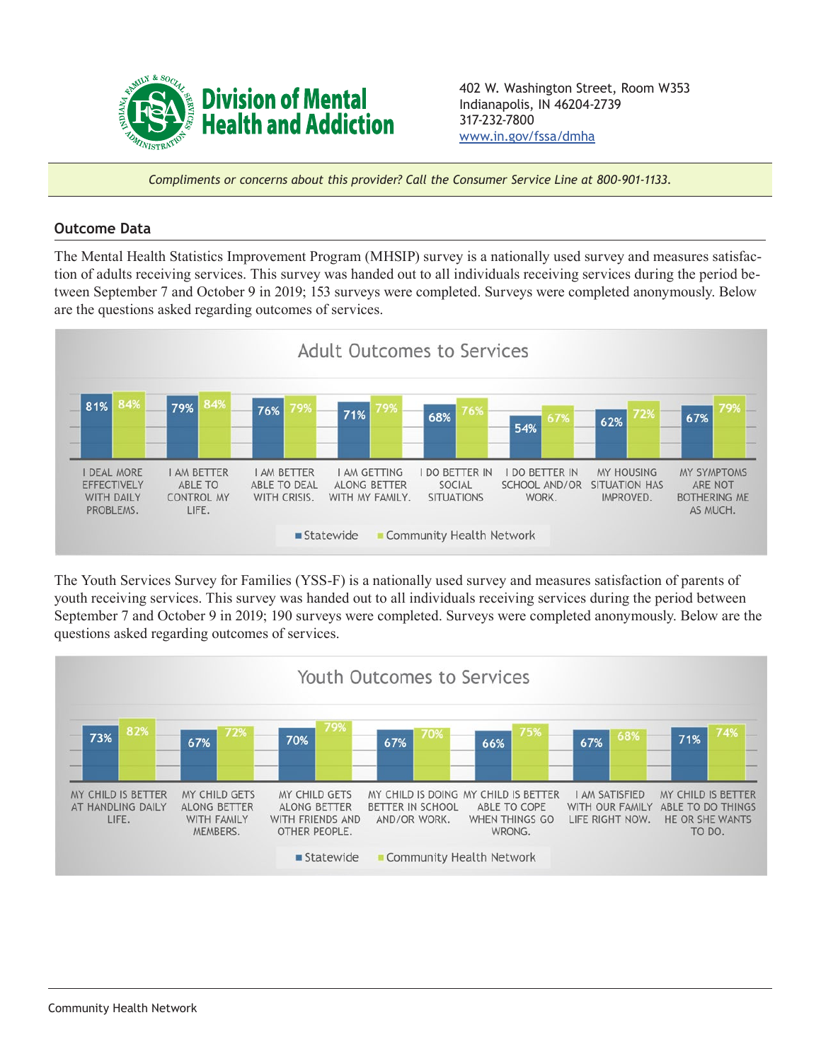Division of Mental Health and Addiction

402 W. Washington Street, Room W353
Indianapolis, IN 46204-2739
317-232-7800
www.in.gov/fssa/dmha

*Compliments or concerns about this provider? Call the Consumer Service Line at 800-901-1133.*

## Outcome Data

The Mental Health Statistics Improvement Program (MHSIP) survey is a nationally used survey and measures satisfaction of adults receiving services. This survey was handed out to all individuals receiving services during the period between September 7 and October 9 in 2019; 153 surveys were completed. Surveys were completed anonymously. Below are the questions asked regarding outcomes of services.

Adult Outcomes to Services

81% 84%
I DEAL MORE EFFECTIVELY WITH DAILY PROBLEMS.

79% 84%
I AM BETTER ABLE TO CONTROL MY LIFE.

76% 79%
I AM BETTER ABLE TO DEAL WITH CRISIS.

71% 79%
I AM GETTING ALONG BETTER WITH MY FAMILY.

68% 76%
I DO BETTER IN SOCIAL SITUATIONS

54% 67%
I DO BETTER IN SCHOOL AND/OR WORK.

62% 72%
MY HOUSING SITUATION HAS IMPROVED.

67% 79%
MY SYMPTOMS ARE NOT BOTHERING ME AS MUCH.

Statewide
Community Health Network

The Youth Services Survey for Families (YSS-F) is a nationally used survey and measures satisfaction of parents of youth receiving services. This survey was handed out to all individuals receiving services during the period between September 7 and October 9 in 2019; 190 surveys were completed. Surveys were completed anonymously. Below are the questions asked regarding outcomes of services.

Youth Outcomes to Services

73% 82%
MY CHILD IS BETTER AT HANDLING DAILY LIFE.

67% 72%
MY CHILD GETS ALONG BETTER WITH FAMILY MEMBERS.

70% 79%
MY CHILD GETS ALONG BETTER WITH FRIENDS AND OTHER PEOPLE.

67% 70%
MY CHILD IS DOING BETTER IN SCHOOL AND/OR WORK.

66% 75%
MY CHILD IS BETTER ABLE TO COPE WHEN THINGS GO WRONG.

67% 68%
I AM SATISFIED WITH OUR FAMILY LIFE RIGHT NOW.

71% 74%
MY CHILD IS BETTER ABLE TO DO THINGS HE OR SHE WANTS TO DO.

Statewide
Community Health Network